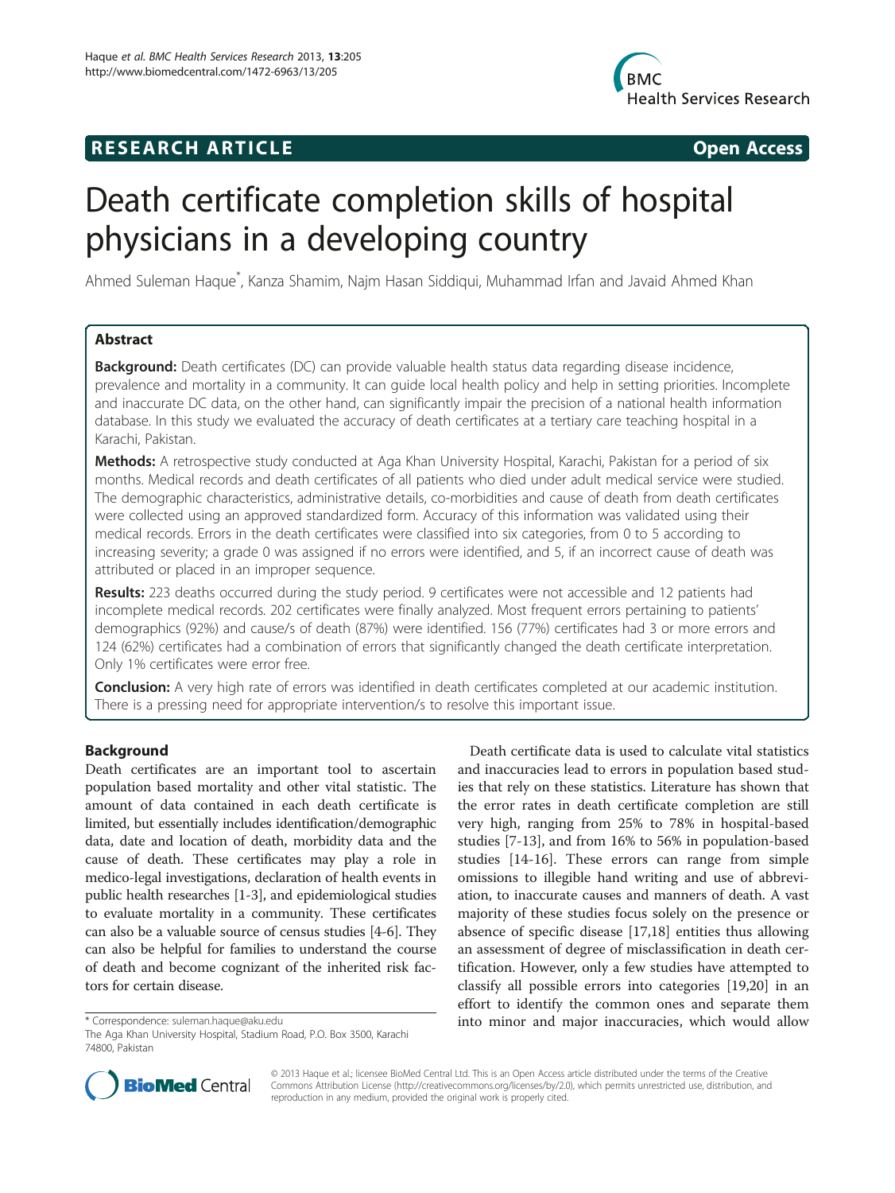**RESEARCH ARTICLE** **Open Access**

# Death certificate completion skills of hospital physicians in a developing country

Ahmed Suleman Haque*, Kanza Shamim, Najm Hasan Siddiqui, Muhammad Irfan and Javaid Ahmed Khan

## Abstract

**Background:** Death certificates (DC) can provide valuable health status data regarding disease incidence, prevalence and mortality in a community. It can guide local health policy and help in setting priorities. Incomplete and inaccurate DC data, on the other hand, can significantly impair the precision of a national health information database. In this study we evaluated the accuracy of death certificates at a tertiary care teaching hospital in a Karachi, Pakistan.

**Methods:** A retrospective study conducted at Aga Khan University Hospital, Karachi, Pakistan for a period of six months. Medical records and death certificates of all patients who died under adult medical service were studied. The demographic characteristics, administrative details, co-morbidities and cause of death from death certificates were collected using an approved standardized form. Accuracy of this information was validated using their medical records. Errors in the death certificates were classified into six categories, from 0 to 5 according to increasing severity; a grade 0 was assigned if no errors were identified, and 5, if an incorrect cause of death was attributed or placed in an improper sequence.

**Results:** 223 deaths occurred during the study period. 9 certificates were not accessible and 12 patients had incomplete medical records. 202 certificates were finally analyzed. Most frequent errors pertaining to patients' demographics (92%) and cause/s of death (87%) were identified. 156 (77%) certificates had 3 or more errors and 124 (62%) certificates had a combination of errors that significantly changed the death certificate interpretation. Only 1% certificates were error free.

**Conclusion:** A very high rate of errors was identified in death certificates completed at our academic institution. There is a pressing need for appropriate intervention/s to resolve this important issue.

## Background

Death certificates are an important tool to ascertain population based mortality and other vital statistic. The amount of data contained in each death certificate is limited, but essentially includes identification/demographic data, date and location of death, morbidity data and the cause of death. These certificates may play a role in medico-legal investigations, declaration of health events in public health researches [1-3], and epidemiological studies to evaluate mortality in a community. These certificates can also be a valuable source of census studies [4-6]. They can also be helpful for families to understand the course of death and become cognizant of the inherited risk factors for certain disease.

Death certificate data is used to calculate vital statistics and inaccuracies lead to errors in population based studies that rely on these statistics. Literature has shown that the error rates in death certificate completion are still very high, ranging from 25% to 78% in hospital-based studies [7-13], and from 16% to 56% in population-based studies [14-16]. These errors can range from simple omissions to illegible hand writing and use of abbreviation, to inaccurate causes and manners of death. A vast majority of these studies focus solely on the presence or absence of specific disease [17,18] entities thus allowing an assessment of degree of misclassification in death certification. However, only a few studies have attempted to classify all possible errors into categories [19,20] in an effort to identify the common ones and separate them into minor and major inaccuracies, which would allow

\* Correspondence: suleman.haque@aku.edu
The Aga Khan University Hospital, Stadium Road, P.O. Box 3500, Karachi 74800, Pakistan

© 2013 Haque et al.; licensee BioMed Central Ltd. This is an Open Access article distributed under the terms of the Creative Commons Attribution License (http://creativecommons.org/licenses/by/2.0), which permits unrestricted use, distribution, and reproduction in any medium, provided the original work is properly cited.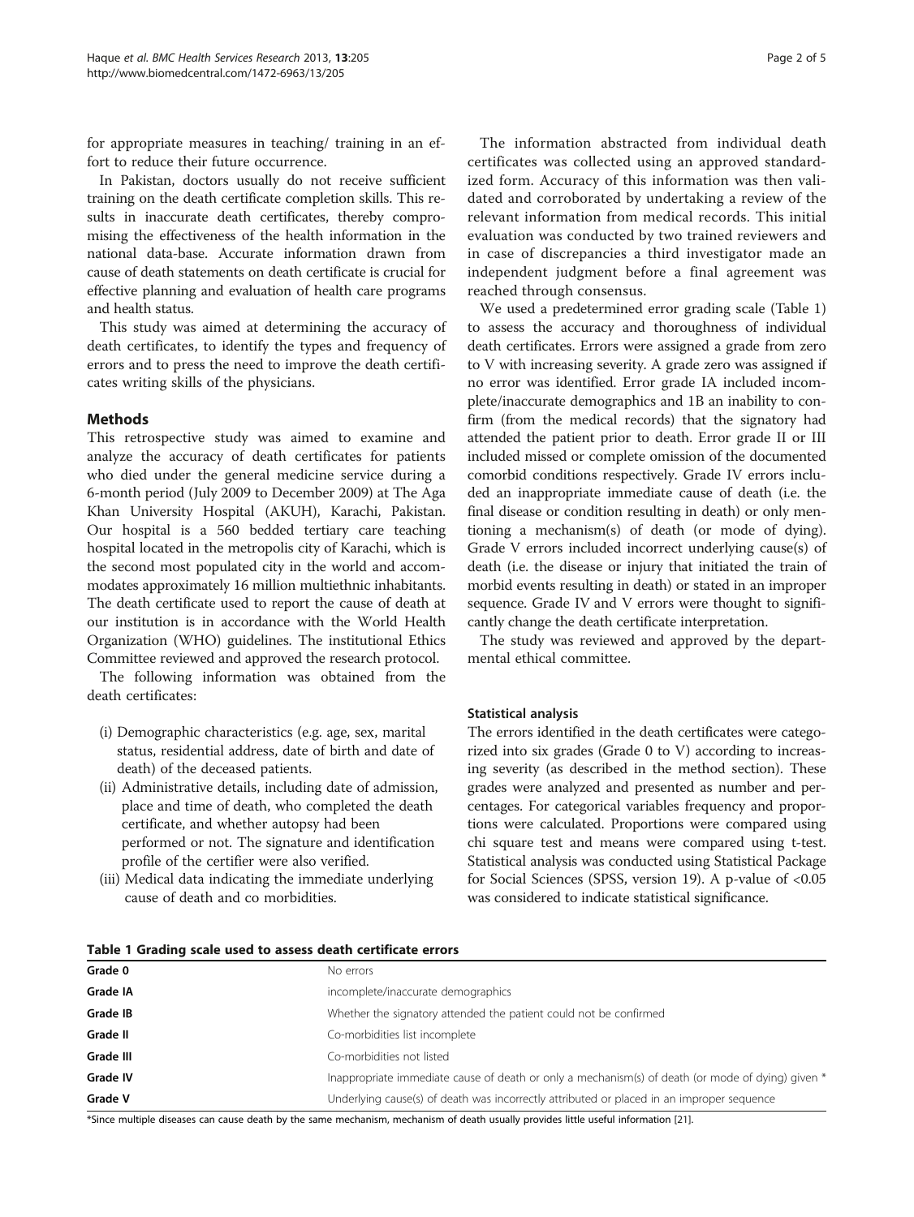for appropriate measures in teaching/ training in an effort to reduce their future occurrence.

In Pakistan, doctors usually do not receive sufficient training on the death certificate completion skills. This results in inaccurate death certificates, thereby compromising the effectiveness of the health information in the national data-base. Accurate information drawn from cause of death statements on death certificate is crucial for effective planning and evaluation of health care programs and health status.

This study was aimed at determining the accuracy of death certificates, to identify the types and frequency of errors and to press the need to improve the death certificates writing skills of the physicians.

## Methods

This retrospective study was aimed to examine and analyze the accuracy of death certificates for patients who died under the general medicine service during a 6-month period (July 2009 to December 2009) at The Aga Khan University Hospital (AKUH), Karachi, Pakistan. Our hospital is a 560 bedded tertiary care teaching hospital located in the metropolis city of Karachi, which is the second most populated city in the world and accommodates approximately 16 million multiethnic inhabitants. The death certificate used to report the cause of death at our institution is in accordance with the World Health Organization (WHO) guidelines. The institutional Ethics Committee reviewed and approved the research protocol.

The following information was obtained from the death certificates:

(i) Demographic characteristics (e.g. age, sex, marital status, residential address, date of birth and date of death) of the deceased patients.
(ii) Administrative details, including date of admission, place and time of death, who completed the death certificate, and whether autopsy had been performed or not. The signature and identification profile of the certifier were also verified.
(iii) Medical data indicating the immediate underlying cause of death and co morbidities.

The information abstracted from individual death certificates was collected using an approved standardized form. Accuracy of this information was then validated and corroborated by undertaking a review of the relevant information from medical records. This initial evaluation was conducted by two trained reviewers and in case of discrepancies a third investigator made an independent judgment before a final agreement was reached through consensus.

We used a predetermined error grading scale (Table 1) to assess the accuracy and thoroughness of individual death certificates. Errors were assigned a grade from zero to V with increasing severity. A grade zero was assigned if no error was identified. Error grade IA included incomplete/inaccurate demographics and 1B an inability to confirm (from the medical records) that the signatory had attended the patient prior to death. Error grade II or III included missed or complete omission of the documented comorbid conditions respectively. Grade IV errors included an inappropriate immediate cause of death (i.e. the final disease or condition resulting in death) or only mentioning a mechanism(s) of death (or mode of dying). Grade V errors included incorrect underlying cause(s) of death (i.e. the disease or injury that initiated the train of morbid events resulting in death) or stated in an improper sequence. Grade IV and V errors were thought to significantly change the death certificate interpretation.

The study was reviewed and approved by the departmental ethical committee.

### Statistical analysis

The errors identified in the death certificates were categorized into six grades (Grade 0 to V) according to increasing severity (as described in the method section). These grades were analyzed and presented as number and percentages. For categorical variables frequency and proportions were calculated. Proportions were compared using chi square test and means were compared using t-test. Statistical analysis was conducted using Statistical Package for Social Sciences (SPSS, version 19). A p-value of <0.05 was considered to indicate statistical significance.

**Table 1 Grading scale used to assess death certificate errors**

| | |
|---|---|
| **Grade 0** | No errors |
| **Grade IA** | incomplete/inaccurate demographics |
| **Grade IB** | Whether the signatory attended the patient could not be confirmed |
| **Grade II** | Co-morbidities list incomplete |
| **Grade III** | Co-morbidities not listed |
| **Grade IV** | Inappropriate immediate cause of death or only a mechanism(s) of death (or mode of dying) given * |
| **Grade V** | Underlying cause(s) of death was incorrectly attributed or placed in an improper sequence |

*Since multiple diseases can cause death by the same mechanism, mechanism of death usually provides little useful information [21].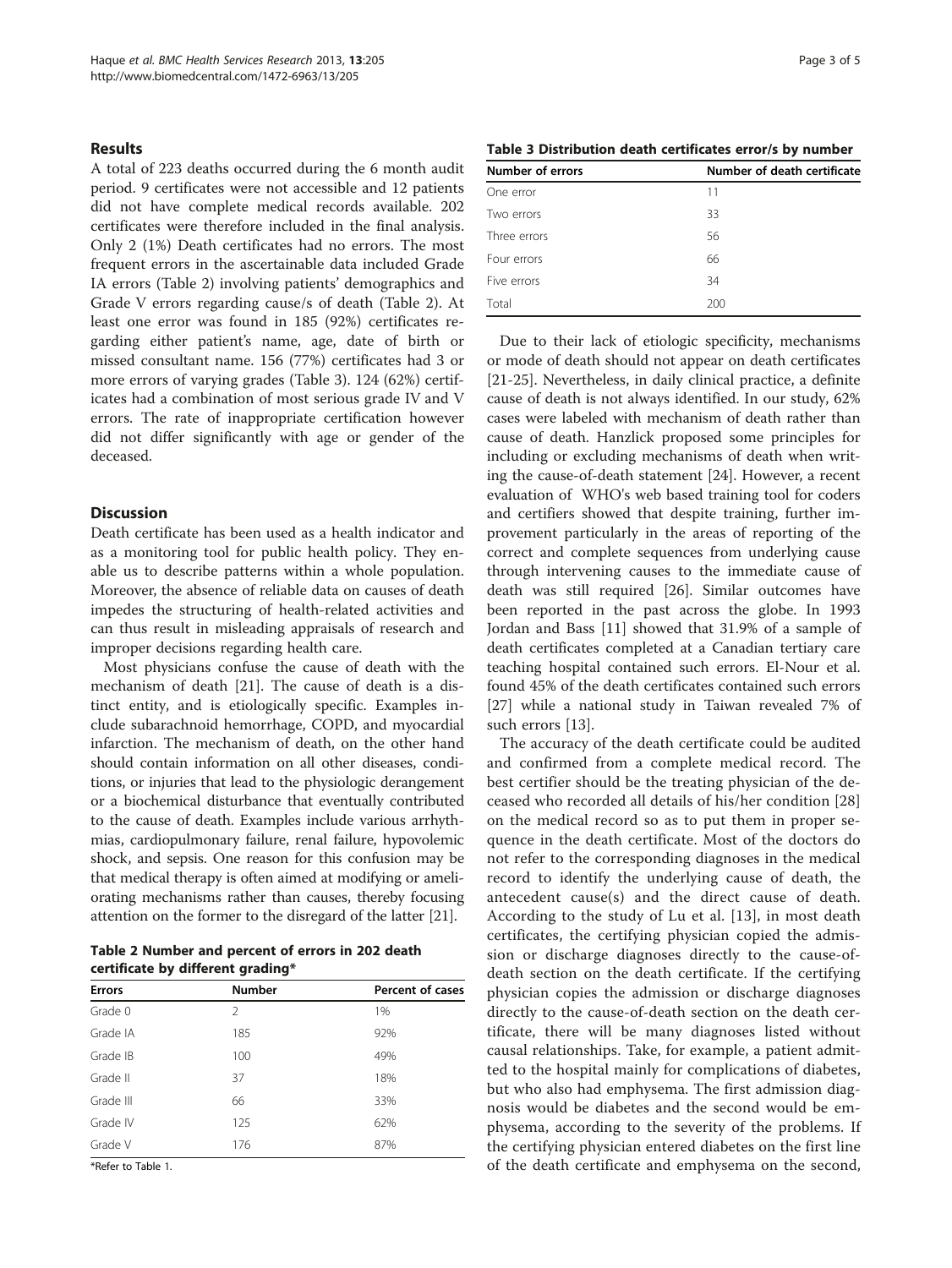## Results

A total of 223 deaths occurred during the 6 month audit period. 9 certificates were not accessible and 12 patients did not have complete medical records available. 202 certificates were therefore included in the final analysis. Only 2 (1%) Death certificates had no errors. The most frequent errors in the ascertainable data included Grade IA errors (Table 2) involving patients' demographics and Grade V errors regarding cause/s of death (Table 2). At least one error was found in 185 (92%) certificates regarding either patient's name, age, date of birth or missed consultant name. 156 (77%) certificates had 3 or more errors of varying grades (Table 3). 124 (62%) certificates had a combination of most serious grade IV and V errors. The rate of inappropriate certification however did not differ significantly with age or gender of the deceased.

## Discussion

Death certificate has been used as a health indicator and as a monitoring tool for public health policy. They enable us to describe patterns within a whole population. Moreover, the absence of reliable data on causes of death impedes the structuring of health-related activities and can thus result in misleading appraisals of research and improper decisions regarding health care.

Most physicians confuse the cause of death with the mechanism of death [21]. The cause of death is a distinct entity, and is etiologically specific. Examples include subarachnoid hemorrhage, COPD, and myocardial infarction. The mechanism of death, on the other hand should contain information on all other diseases, conditions, or injuries that lead to the physiologic derangement or a biochemical disturbance that eventually contributed to the cause of death. Examples include various arrhythmias, cardiopulmonary failure, renal failure, hypovolemic shock, and sepsis. One reason for this confusion may be that medical therapy is often aimed at modifying or ameliorating mechanisms rather than causes, thereby focusing attention on the former to the disregard of the latter [21].

**Table 2 Number and percent of errors in 202 death certificate by different grading***

| Errors | Number | Percent of cases |
|---|---|---|
| Grade 0 | 2 | 1% |
| Grade IA | 185 | 92% |
| Grade IB | 100 | 49% |
| Grade II | 37 | 18% |
| Grade III | 66 | 33% |
| Grade IV | 125 | 62% |
| Grade V | 176 | 87% |

*Refer to Table 1.

**Table 3 Distribution death certificates error/s by number**

| Number of errors | Number of death certificate |
|---|---|
| One error | 11 |
| Two errors | 33 |
| Three errors | 56 |
| Four errors | 66 |
| Five errors | 34 |
| Total | 200 |

Due to their lack of etiologic specificity, mechanisms or mode of death should not appear on death certificates [21-25]. Nevertheless, in daily clinical practice, a definite cause of death is not always identified. In our study, 62% cases were labeled with mechanism of death rather than cause of death. Hanzlick proposed some principles for including or excluding mechanisms of death when writing the cause-of-death statement [24]. However, a recent evaluation of WHO's web based training tool for coders and certifiers showed that despite training, further improvement particularly in the areas of reporting of the correct and complete sequences from underlying cause through intervening causes to the immediate cause of death was still required [26]. Similar outcomes have been reported in the past across the globe. In 1993 Jordan and Bass [11] showed that 31.9% of a sample of death certificates completed at a Canadian tertiary care teaching hospital contained such errors. El-Nour et al. found 45% of the death certificates contained such errors [27] while a national study in Taiwan revealed 7% of such errors [13].

The accuracy of the death certificate could be audited and confirmed from a complete medical record. The best certifier should be the treating physician of the deceased who recorded all details of his/her condition [28] on the medical record so as to put them in proper sequence in the death certificate. Most of the doctors do not refer to the corresponding diagnoses in the medical record to identify the underlying cause of death, the antecedent cause(s) and the direct cause of death. According to the study of Lu et al. [13], in most death certificates, the certifying physician copied the admission or discharge diagnoses directly to the cause-of-death section on the death certificate. If the certifying physician copies the admission or discharge diagnoses directly to the cause-of-death section on the death certificate, there will be many diagnoses listed without causal relationships. Take, for example, a patient admitted to the hospital mainly for complications of diabetes, but who also had emphysema. The first admission diagnosis would be diabetes and the second would be emphysema, according to the severity of the problems. If the certifying physician entered diabetes on the first line of the death certificate and emphysema on the second,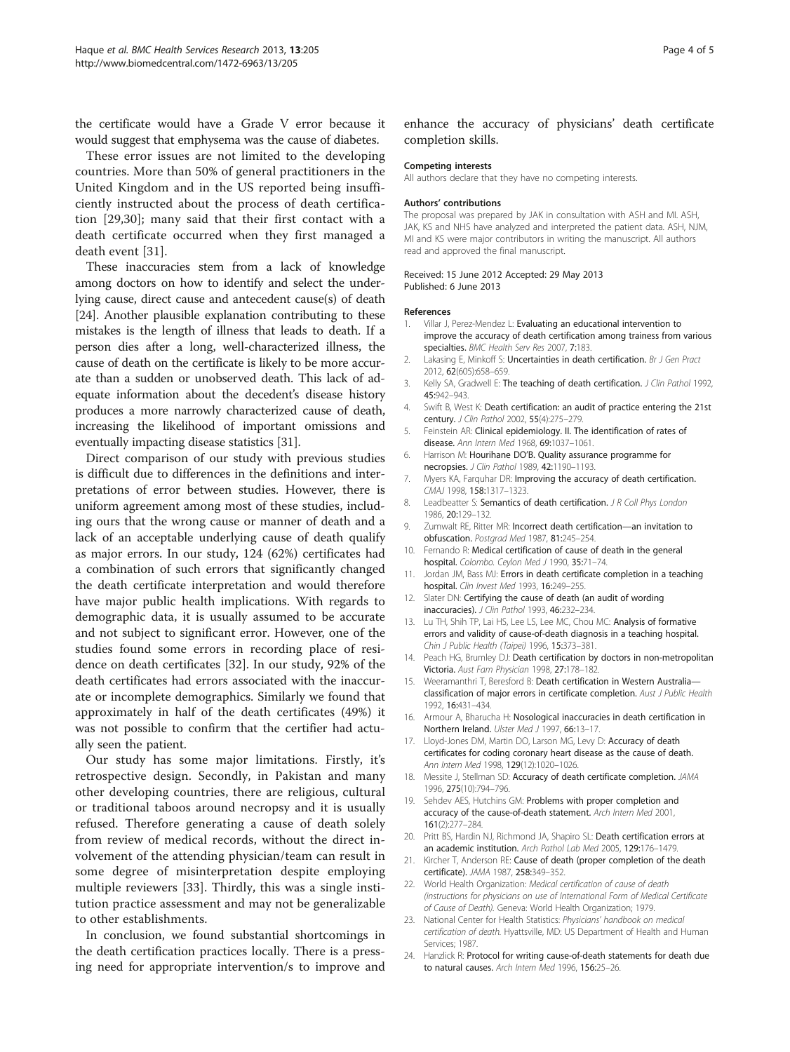the certificate would have a Grade V error because it would suggest that emphysema was the cause of diabetes.

These error issues are not limited to the developing countries. More than 50% of general practitioners in the United Kingdom and in the US reported being insufficiently instructed about the process of death certification [29,30]; many said that their first contact with a death certificate occurred when they first managed a death event [31].

These inaccuracies stem from a lack of knowledge among doctors on how to identify and select the underlying cause, direct cause and antecedent cause(s) of death [24]. Another plausible explanation contributing to these mistakes is the length of illness that leads to death. If a person dies after a long, well-characterized illness, the cause of death on the certificate is likely to be more accurate than a sudden or unobserved death. This lack of adequate information about the decedent's disease history produces a more narrowly characterized cause of death, increasing the likelihood of important omissions and eventually impacting disease statistics [31].

Direct comparison of our study with previous studies is difficult due to differences in the definitions and interpretations of error between studies. However, there is uniform agreement among most of these studies, including ours that the wrong cause or manner of death and a lack of an acceptable underlying cause of death qualify as major errors. In our study, 124 (62%) certificates had a combination of such errors that significantly changed the death certificate interpretation and would therefore have major public health implications. With regards to demographic data, it is usually assumed to be accurate and not subject to significant error. However, one of the studies found some errors in recording place of residence on death certificates [32]. In our study, 92% of the death certificates had errors associated with the inaccurate or incomplete demographics. Similarly we found that approximately in half of the death certificates (49%) it was not possible to confirm that the certifier had actually seen the patient.

Our study has some major limitations. Firstly, it's retrospective design. Secondly, in Pakistan and many other developing countries, there are religious, cultural or traditional taboos around necropsy and it is usually refused. Therefore generating a cause of death solely from review of medical records, without the direct involvement of the attending physician/team can result in some degree of misinterpretation despite employing multiple reviewers [33]. Thirdly, this was a single institution practice assessment and may not be generalizable to other establishments.

In conclusion, we found substantial shortcomings in the death certification practices locally. There is a pressing need for appropriate intervention/s to improve and enhance the accuracy of physicians' death certificate completion skills.

#### Competing interests

All authors declare that they have no competing interests.

#### Authors' contributions

The proposal was prepared by JAK in consultation with ASH and MI. ASH, JAK, KS and NHS have analyzed and interpreted the patient data. ASH, NJM, MI and KS were major contributors in writing the manuscript. All authors read and approved the final manuscript.

Received: 15 June 2012 Accepted: 29 May 2013
Published: 6 June 2013

#### References

1. Villar J, Perez-Mendez L: **Evaluating an educational intervention to improve the accuracy of death certification among trainess from various specialties.** *BMC Health Serv Res* 2007, **7**:183.
2. Lakasing E, Minkoff S: **Uncertainties in death certification.** *Br J Gen Pract* 2012, **62**(605):658–659.
3. Kelly SA, Gradwell E: **The teaching of death certification.** *J Clin Pathol* 1992, **45**:942–943.
4. Swift B, West K: **Death certification: an audit of practice entering the 21st century.** *J Clin Pathol* 2002, **55**(4):275–279.
5. Feinstein AR: **Clinical epidemiology. II. The identification of rates of disease.** *Ann Intern Med* 1968, **69**:1037–1061.
6. Harrison M: **Hourihane DO'B. Quality assurance programme for necropsies.** *J Clin Pathol* 1989, **42**:1190–1193.
7. Myers KA, Farquhar DR: **Improving the accuracy of death certification.** *CMAJ* 1998, **158**:1317–1323.
8. Leadbeatter S: **Semantics of death certification.** *J R Coll Phys London* 1986, **20**:129–132.
9. Zumwalt RE, Ritter MR: **Incorrect death certification—an invitation to obfuscation.** *Postgrad Med* 1987, **81**:245–254.
10. Fernando R: **Medical certification of cause of death in the general hospital.** *Colombo. Ceylon Med J* 1990, **35**:71–74.
11. Jordan JM, Bass MJ: **Errors in death certificate completion in a teaching hospital.** *Clin Invest Med* 1993, **16**:249–255.
12. Slater DN: **Certifying the cause of death (an audit of wording inaccuracies).** *J Clin Pathol* 1993, **46**:232–234.
13. Lu TH, Shih TP, Lai HS, Lee LS, Lee MC, Chou MC: **Analysis of formative errors and validity of cause-of-death diagnosis in a teaching hospital.** *Chin J Public Health (Taipei)* 1996, **15**:373–381.
14. Peach HG, Brumley DJ: **Death certification by doctors in non-metropolitan Victoria.** *Aust Fam Physician* 1998, **27**:178–182.
15. Weeramanthri T, Beresford B: **Death certification in Western Australia—classification of major errors in certificate completion.** *Aust J Public Health* 1992, **16**:431–434.
16. Armour A, Bharucha H: **Nosological inaccuracies in death certification in Northern Ireland.** *Ulster Med J* 1997, **66**:13–17.
17. Lloyd-Jones DM, Martin DO, Larson MG, Levy D: **Accuracy of death certificates for coding coronary heart disease as the cause of death.** *Ann Intern Med* 1998, **129**(12):1020–1026.
18. Messite J, Stellman SD: **Accuracy of death certificate completion.** *JAMA* 1996, **275**(10):794–796.
19. Sehdev AES, Hutchins GM: **Problems with proper completion and accuracy of the cause-of-death statement.** *Arch Intern Med* 2001, **161**(2):277–284.
20. Pritt BS, Hardin NJ, Richmond JA, Shapiro SL: **Death certification errors at an academic institution.** *Arch Pathol Lab Med* 2005, **129**:176–1479.
21. Kircher T, Anderson RE: **Cause of death (proper completion of the death certificate).** *JAMA* 1987, **258**:349–352.
22. World Health Organization: *Medical certification of cause of death (instructions for physicians on use of International Form of Medical Certificate of Cause of Death).* Geneva: World Health Organization; 1979.
23. National Center for Health Statistics: *Physicians' handbook on medical certification of death.* Hyattsville, MD: US Department of Health and Human Services; 1987.
24. Hanzlick R: **Protocol for writing cause-of-death statements for death due to natural causes.** *Arch Intern Med* 1996, **156**:25–26.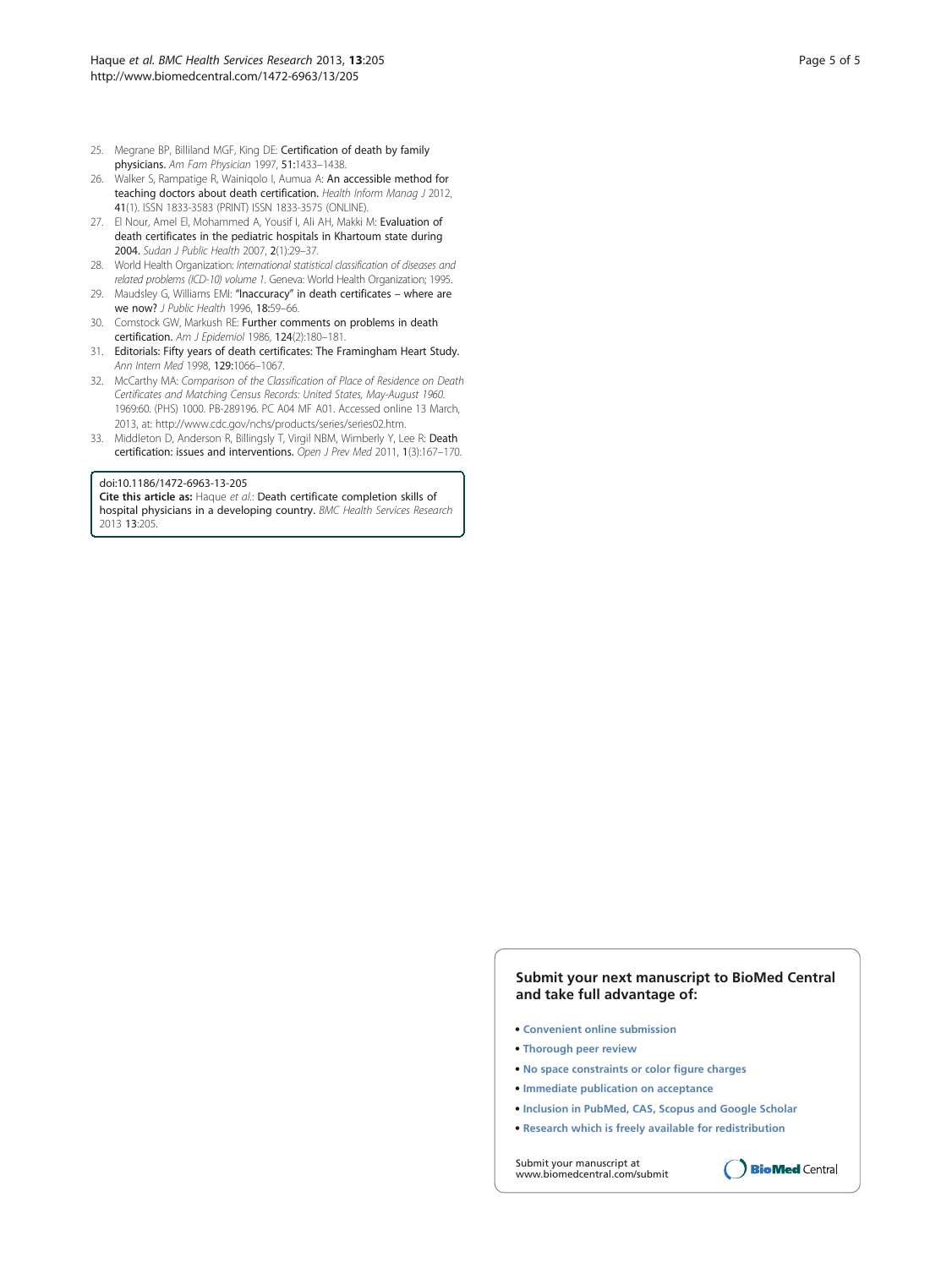25. Megrane BP, Billiland MGF, King DE: **Certification of death by family physicians.** *Am Fam Physician* 1997, **51:**1433–1438.
26. Walker S, Rampatige R, Wainiqolo I, Aumua A: **An accessible method for teaching doctors about death certification.** *Health Inform Manag J* 2012, **41**(1). ISSN 1833-3583 (PRINT) ISSN 1833-3575 (ONLINE).
27. El Nour, Amel El, Mohammed A, Yousif I, Ali AH, Makki M: **Evaluation of death certificates in the pediatric hospitals in Khartoum state during 2004.** *Sudan J Public Health* 2007, **2**(1):29–37.
28. World Health Organization: *International statistical classification of diseases and related problems (ICD-10) volume 1.* Geneva: World Health Organization; 1995.
29. Maudsley G, Williams EMI: **"Inaccuracy" in death certificates – where are we now?** *J Public Health* 1996, **18:**59–66.
30. Comstock GW, Markush RE: **Further comments on problems in death certification.** *Am J Epidemiol* 1986, **124**(2):180–181.
31. **Editorials: Fifty years of death certificates: The Framingham Heart Study.** *Ann Intern Med* 1998, **129:**1066–1067.
32. McCarthy MA: *Comparison of the Classification of Place of Residence on Death Certificates and Matching Census Records: United States, May-August 1960.* 1969:60. (PHS) 1000. PB-289196. PC A04 MF A01. Accessed online 13 March, 2013, at: http://www.cdc.gov/nchs/products/series/series02.htm.
33. Middleton D, Anderson R, Billingsly T, Virgil NBM, Wimberly Y, Lee R: **Death certification: issues and interventions.** *Open J Prev Med* 2011, **1**(3):167–170.

doi:10.1186/1472-6963-13-205
**Cite this article as:** Haque *et al.*: Death certificate completion skills of hospital physicians in a developing country. *BMC Health Services Research* 2013 **13**:205.